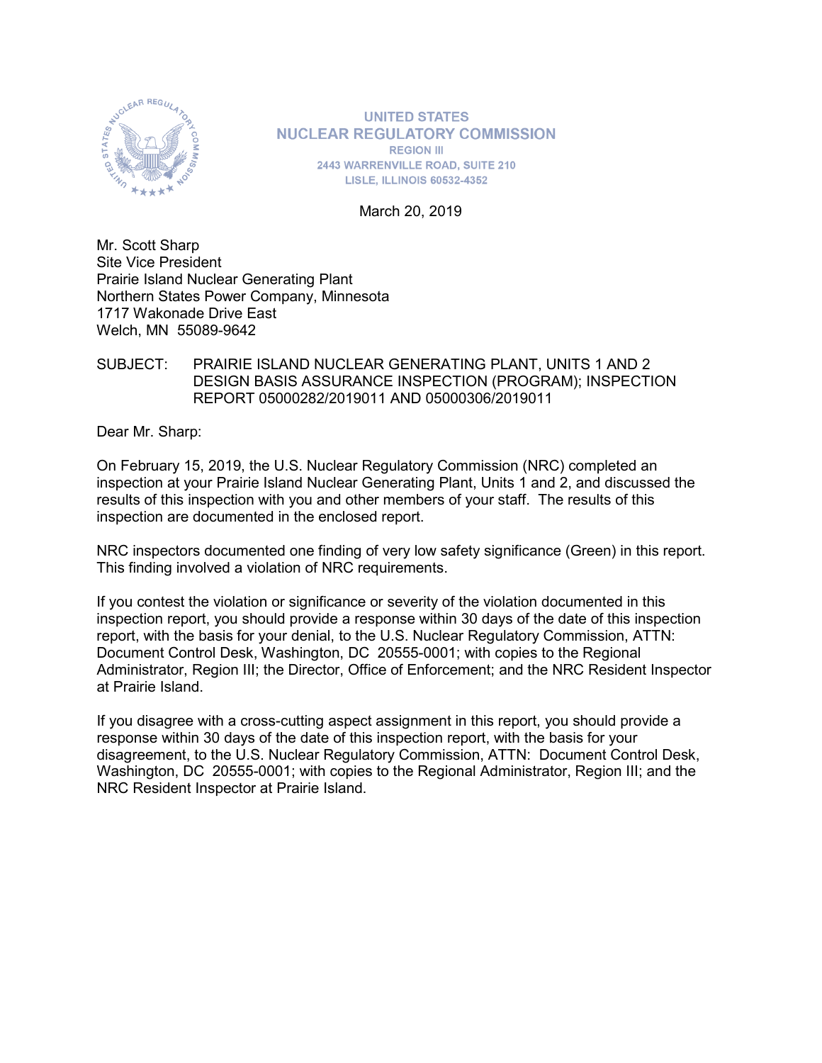UNITED STATES
NUCLEAR REGULATORY COMMISSION
REGION III
2443 WARRENVILLE ROAD, SUITE 210
LISLE, ILLINOIS 60532-4352

March 20, 2019

Mr. Scott Sharp
Site Vice President
Prairie Island Nuclear Generating Plant
Northern States Power Company, Minnesota
1717 Wakonade Drive East
Welch, MN 55089-9642

SUBJECT: PRAIRIE ISLAND NUCLEAR GENERATING PLANT, UNITS 1 AND 2 DESIGN BASIS ASSURANCE INSPECTION (PROGRAM); INSPECTION REPORT 05000282/2019011 AND 05000306/2019011

Dear Mr. Sharp:

On February 15, 2019, the U.S. Nuclear Regulatory Commission (NRC) completed an inspection at your Prairie Island Nuclear Generating Plant, Units 1 and 2, and discussed the results of this inspection with you and other members of your staff. The results of this inspection are documented in the enclosed report.

NRC inspectors documented one finding of very low safety significance (Green) in this report. This finding involved a violation of NRC requirements.

If you contest the violation or significance or severity of the violation documented in this inspection report, you should provide a response within 30 days of the date of this inspection report, with the basis for your denial, to the U.S. Nuclear Regulatory Commission, ATTN: Document Control Desk, Washington, DC 20555-0001; with copies to the Regional Administrator, Region III; the Director, Office of Enforcement; and the NRC Resident Inspector at Prairie Island.

If you disagree with a cross-cutting aspect assignment in this report, you should provide a response within 30 days of the date of this inspection report, with the basis for your disagreement, to the U.S. Nuclear Regulatory Commission, ATTN: Document Control Desk, Washington, DC 20555-0001; with copies to the Regional Administrator, Region III; and the NRC Resident Inspector at Prairie Island.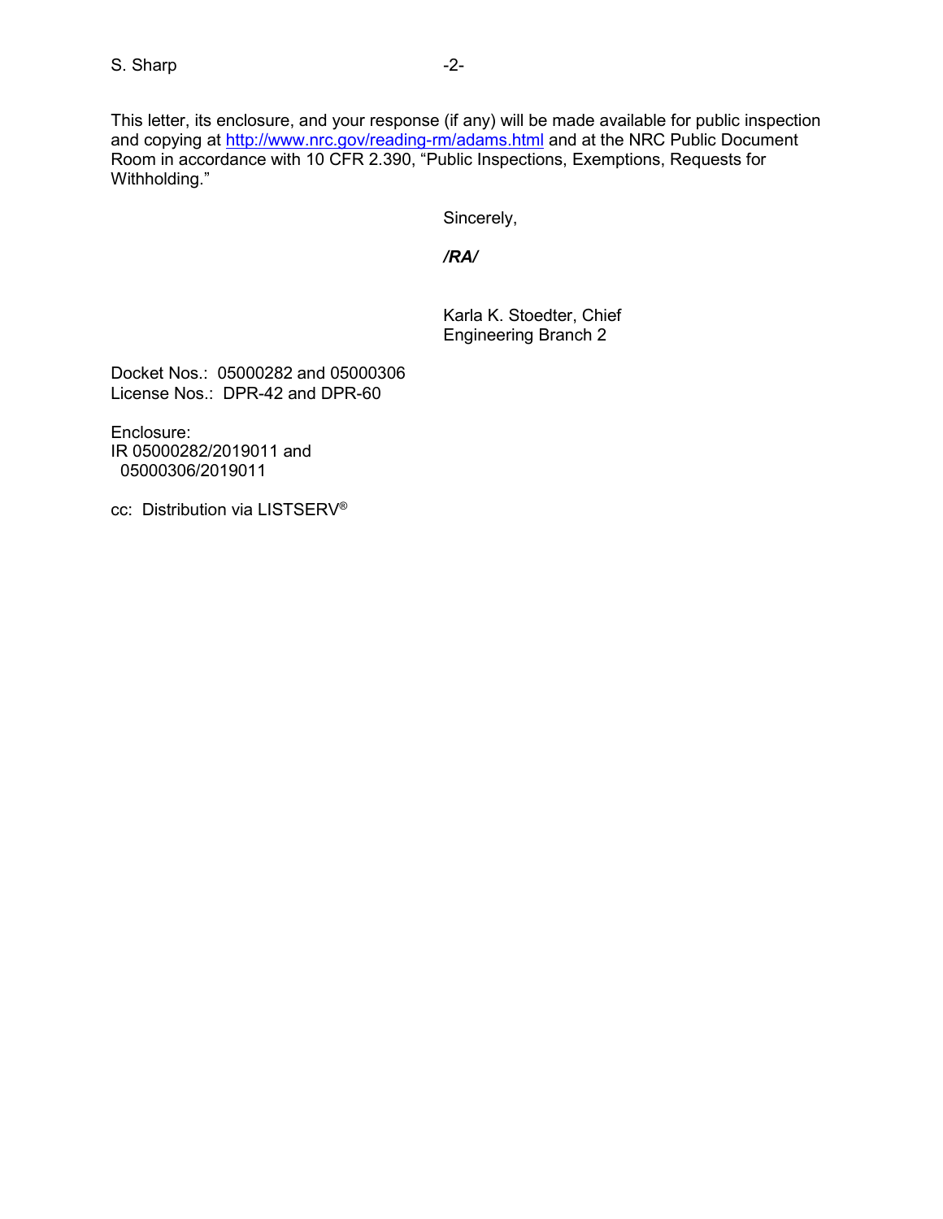This letter, its enclosure, and your response (if any) will be made available for public inspection and copying at http://www.nrc.gov/reading-rm/adams.html and at the NRC Public Document Room in accordance with 10 CFR 2.390, "Public Inspections, Exemptions, Requests for Withholding."

Sincerely,

***/RA/***

Karla K. Stoedter, Chief
Engineering Branch 2

Docket Nos.: 05000282 and 05000306
License Nos.: DPR-42 and DPR-60

Enclosure:
IR 05000282/2019011 and
05000306/2019011

cc: Distribution via LISTSERV®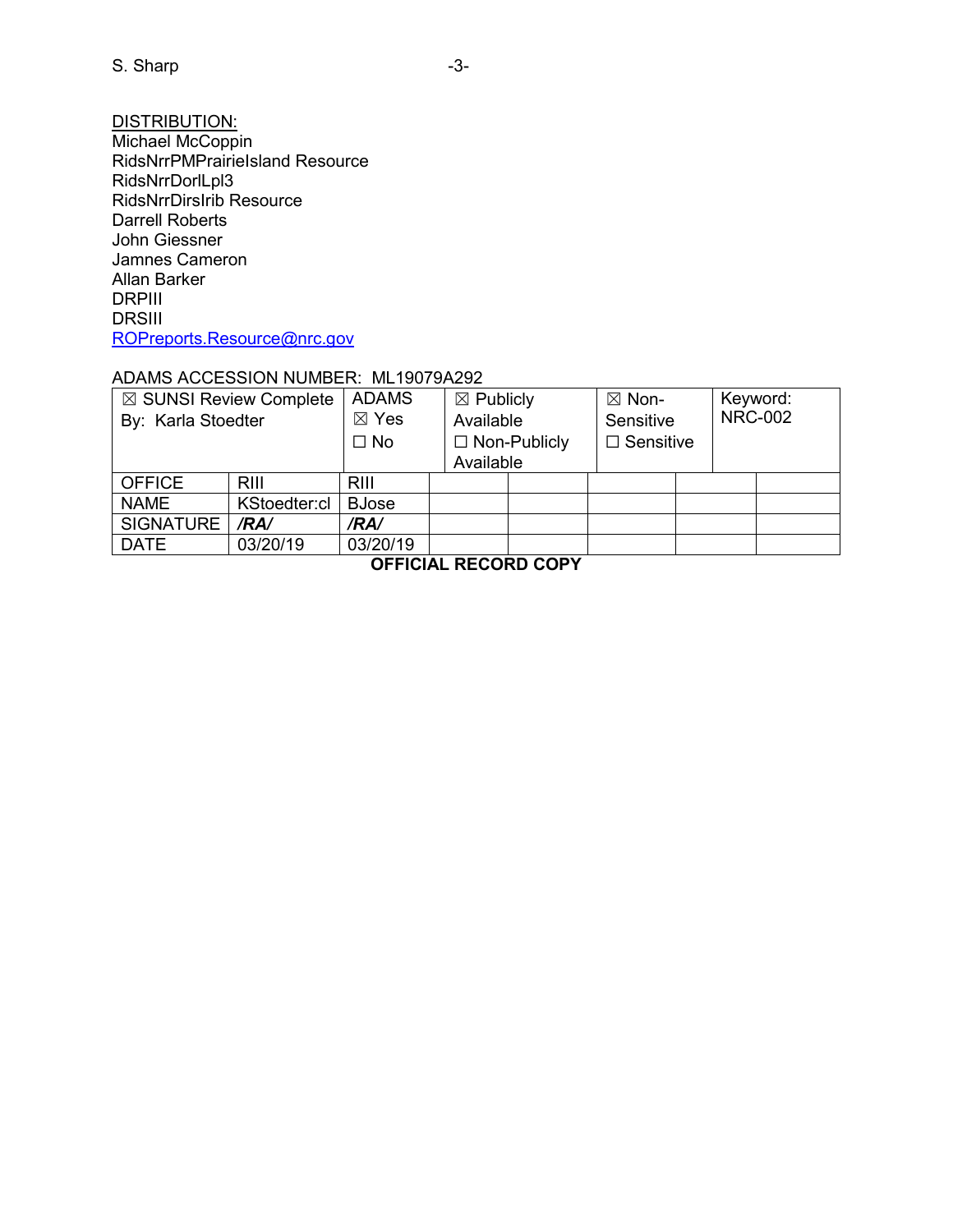DISTRIBUTION:
Michael McCoppin
RidsNrrPMPrairieIsland Resource
RidsNrrDorlLpl3
RidsNrrDirsIrib Resource
Darrell Roberts
John Giessner
Jamnes Cameron
Allan Barker
DRPIII
DRSIII
ROPreports.Resource@nrc.gov

ADAMS ACCESSION NUMBER: ML19079A292

| ☒ SUNSI Review Complete By: Karla Stoedter | | ADAMS ☒ Yes ☐ No | ☒ Publicly Available ☐ Non-Publicly Available | | ☒ Non-Sensitive ☐ Sensitive | | Keyword: NRC-002 | |
|---|---|---|---|---|---|---|---|---|
| OFFICE | RIII | RIII | | | | | | |
| NAME | KStoedter:cl | BJose | | | | | | |
| SIGNATURE | ***/RA/*** | ***/RA/*** | | | | | | |
| DATE | 03/20/19 | 03/20/19 | | | | | | |

**OFFICIAL RECORD COPY**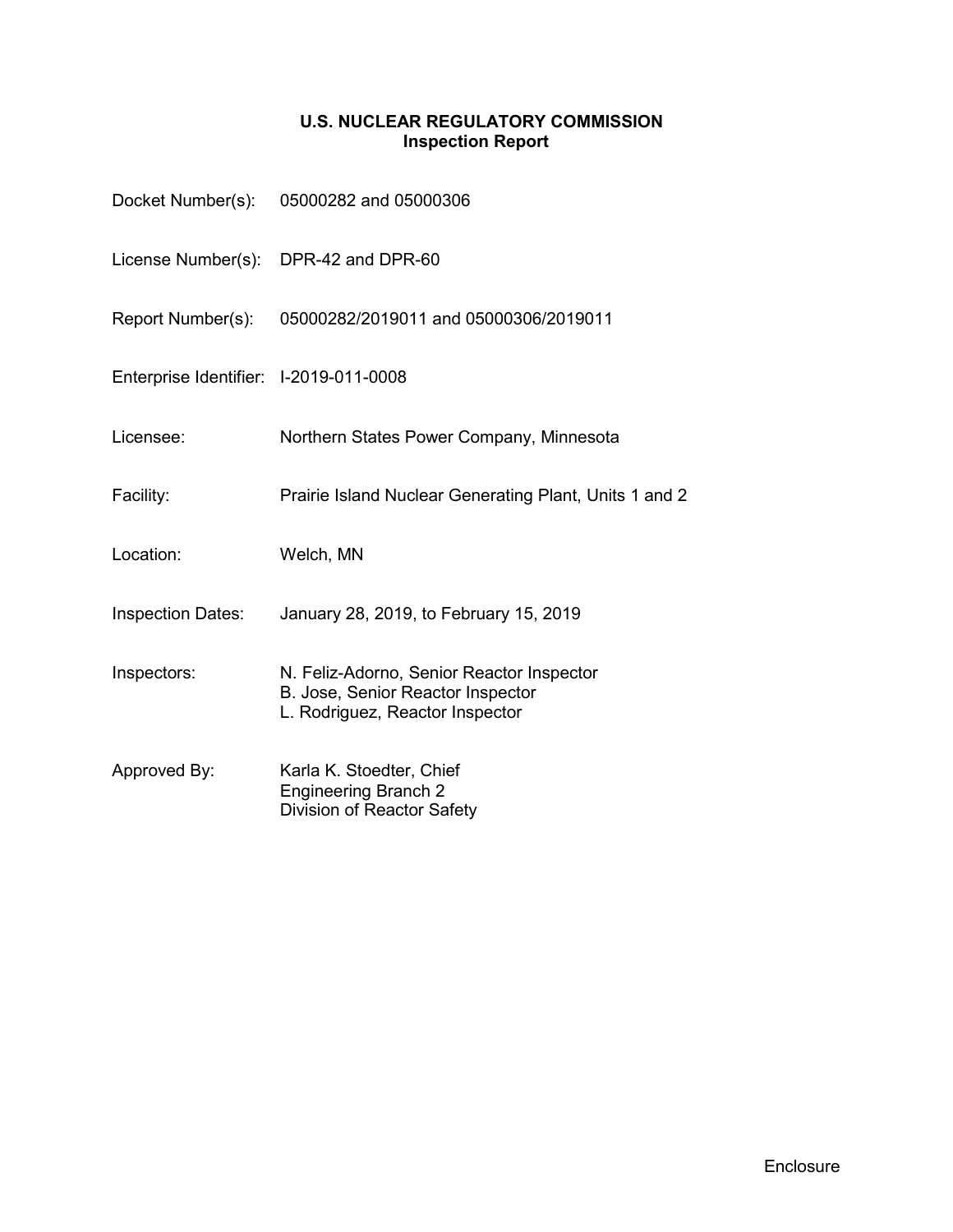# U.S. NUCLEAR REGULATORY COMMISSION
## Inspection Report

| | |
|---|---|
| Docket Number(s): | 05000282 and 05000306 |
| License Number(s): | DPR-42 and DPR-60 |
| Report Number(s): | 05000282/2019011 and 05000306/2019011 |
| Enterprise Identifier: | I-2019-011-0008 |
| Licensee: | Northern States Power Company, Minnesota |
| Facility: | Prairie Island Nuclear Generating Plant, Units 1 and 2 |
| Location: | Welch, MN |
| Inspection Dates: | January 28, 2019, to February 15, 2019 |
| Inspectors: | N. Feliz-Adorno, Senior Reactor Inspector<br>B. Jose, Senior Reactor Inspector<br>L. Rodriguez, Reactor Inspector |
| Approved By: | Karla K. Stoedter, Chief<br>Engineering Branch 2<br>Division of Reactor Safety |

Enclosure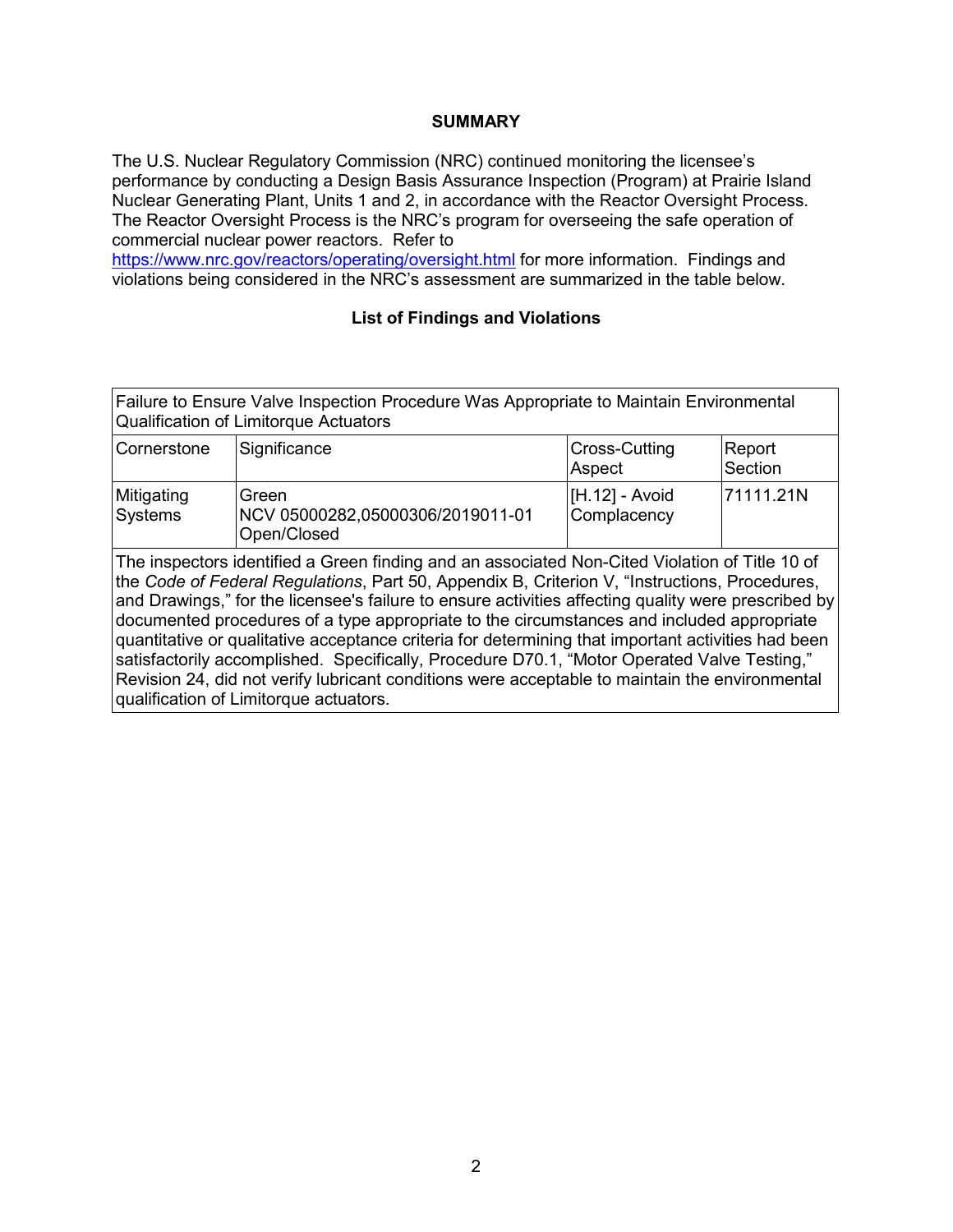## SUMMARY

The U.S. Nuclear Regulatory Commission (NRC) continued monitoring the licensee's performance by conducting a Design Basis Assurance Inspection (Program) at Prairie Island Nuclear Generating Plant, Units 1 and 2, in accordance with the Reactor Oversight Process. The Reactor Oversight Process is the NRC's program for overseeing the safe operation of commercial nuclear power reactors. Refer to https://www.nrc.gov/reactors/operating/oversight.html for more information. Findings and violations being considered in the NRC's assessment are summarized in the table below.

### List of Findings and Violations

| Failure to Ensure Valve Inspection Procedure Was Appropriate to Maintain Environmental Qualification of Limitorque Actuators | | | |
|---|---|---|---|
| Cornerstone | Significance | Cross-Cutting Aspect | Report Section |
| Mitigating Systems | Green<br>NCV 05000282,05000306/2019011-01<br>Open/Closed | [H.12] - Avoid Complacency | 71111.21N |
| The inspectors identified a Green finding and an associated Non-Cited Violation of Title 10 of the *Code of Federal Regulations*, Part 50, Appendix B, Criterion V, "Instructions, Procedures, and Drawings," for the licensee's failure to ensure activities affecting quality were prescribed by documented procedures of a type appropriate to the circumstances and included appropriate quantitative or qualitative acceptance criteria for determining that important activities had been satisfactorily accomplished. Specifically, Procedure D70.1, "Motor Operated Valve Testing," Revision 24, did not verify lubricant conditions were acceptable to maintain the environmental qualification of Limitorque actuators. | | | |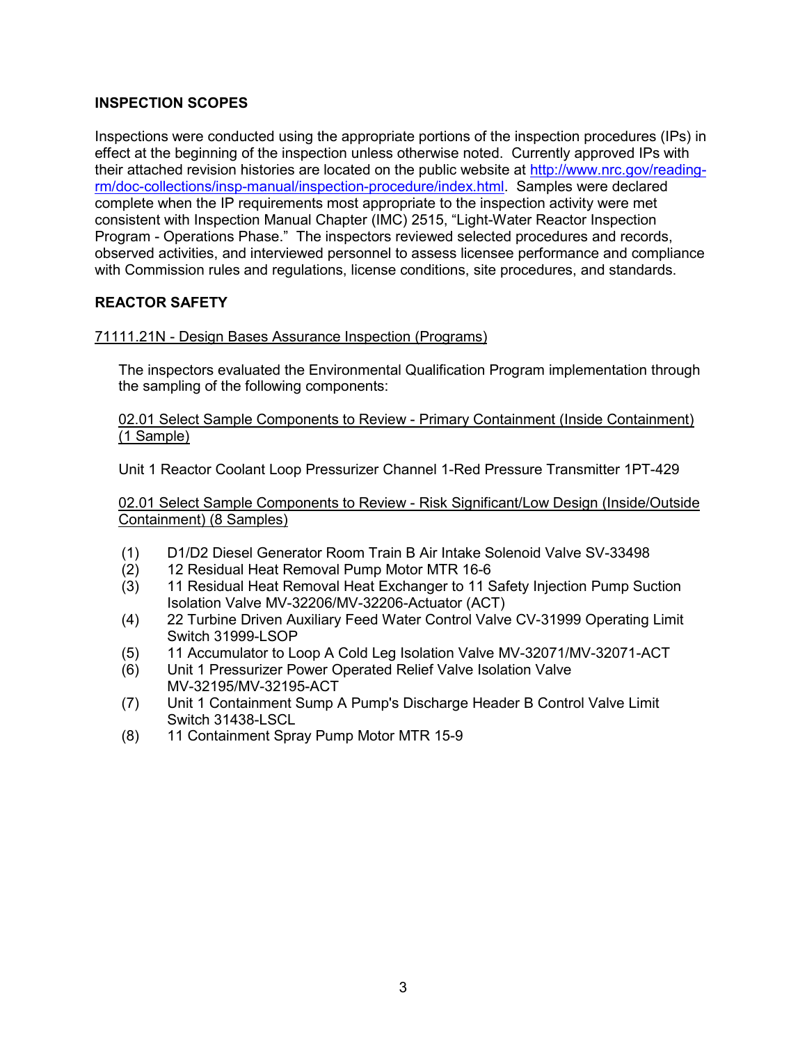## INSPECTION SCOPES

Inspections were conducted using the appropriate portions of the inspection procedures (IPs) in effect at the beginning of the inspection unless otherwise noted. Currently approved IPs with their attached revision histories are located on the public website at http://www.nrc.gov/reading-rm/doc-collections/insp-manual/inspection-procedure/index.html. Samples were declared complete when the IP requirements most appropriate to the inspection activity were met consistent with Inspection Manual Chapter (IMC) 2515, "Light-Water Reactor Inspection Program - Operations Phase." The inspectors reviewed selected procedures and records, observed activities, and interviewed personnel to assess licensee performance and compliance with Commission rules and regulations, license conditions, site procedures, and standards.

## REACTOR SAFETY

### 71111.21N - Design Bases Assurance Inspection (Programs)

The inspectors evaluated the Environmental Qualification Program implementation through the sampling of the following components:

#### 02.01 Select Sample Components to Review - Primary Containment (Inside Containment) (1 Sample)

Unit 1 Reactor Coolant Loop Pressurizer Channel 1-Red Pressure Transmitter 1PT-429

#### 02.01 Select Sample Components to Review - Risk Significant/Low Design (Inside/Outside Containment) (8 Samples)

(1) D1/D2 Diesel Generator Room Train B Air Intake Solenoid Valve SV-33498
(2) 12 Residual Heat Removal Pump Motor MTR 16-6
(3) 11 Residual Heat Removal Heat Exchanger to 11 Safety Injection Pump Suction Isolation Valve MV-32206/MV-32206-Actuator (ACT)
(4) 22 Turbine Driven Auxiliary Feed Water Control Valve CV-31999 Operating Limit Switch 31999-LSOP
(5) 11 Accumulator to Loop A Cold Leg Isolation Valve MV-32071/MV-32071-ACT
(6) Unit 1 Pressurizer Power Operated Relief Valve Isolation Valve MV-32195/MV-32195-ACT
(7) Unit 1 Containment Sump A Pump's Discharge Header B Control Valve Limit Switch 31438-LSCL
(8) 11 Containment Spray Pump Motor MTR 15-9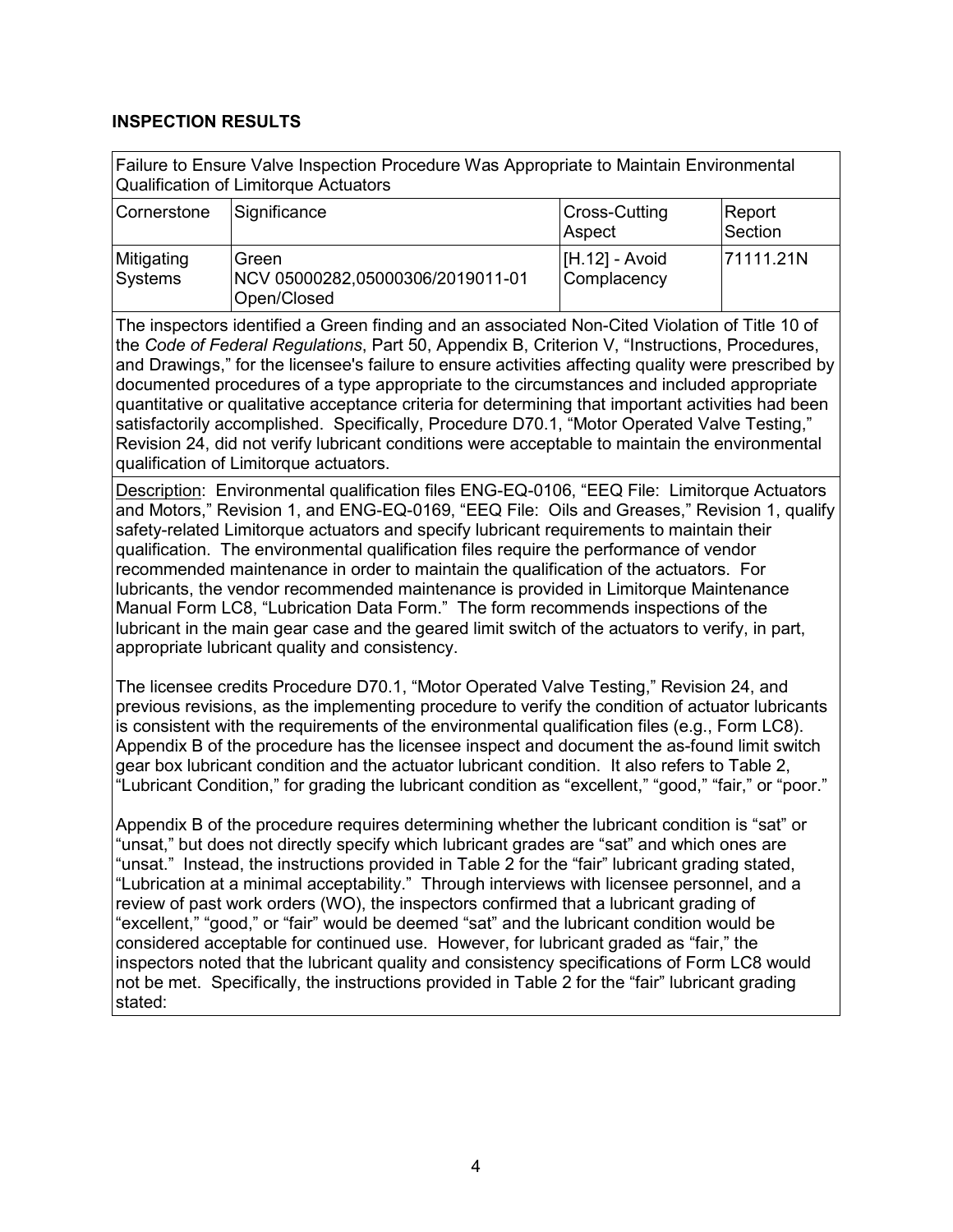## INSPECTION RESULTS

| Failure to Ensure Valve Inspection Procedure Was Appropriate to Maintain Environmental Qualification of Limitorque Actuators | | | |
|---|---|---|---|
| Cornerstone | Significance | Cross-Cutting Aspect | Report Section |
| Mitigating Systems | Green<br>NCV 05000282,05000306/2019011-01<br>Open/Closed | [H.12] - Avoid Complacency | 71111.21N |

The inspectors identified a Green finding and an associated Non-Cited Violation of Title 10 of the *Code of Federal Regulations*, Part 50, Appendix B, Criterion V, "Instructions, Procedures, and Drawings," for the licensee's failure to ensure activities affecting quality were prescribed by documented procedures of a type appropriate to the circumstances and included appropriate quantitative or qualitative acceptance criteria for determining that important activities had been satisfactorily accomplished. Specifically, Procedure D70.1, "Motor Operated Valve Testing," Revision 24, did not verify lubricant conditions were acceptable to maintain the environmental qualification of Limitorque actuators.

Description: Environmental qualification files ENG-EQ-0106, "EEQ File: Limitorque Actuators and Motors," Revision 1, and ENG-EQ-0169, "EEQ File: Oils and Greases," Revision 1, qualify safety-related Limitorque actuators and specify lubricant requirements to maintain their qualification. The environmental qualification files require the performance of vendor recommended maintenance in order to maintain the qualification of the actuators. For lubricants, the vendor recommended maintenance is provided in Limitorque Maintenance Manual Form LC8, "Lubrication Data Form." The form recommends inspections of the lubricant in the main gear case and the geared limit switch of the actuators to verify, in part, appropriate lubricant quality and consistency.

The licensee credits Procedure D70.1, "Motor Operated Valve Testing," Revision 24, and previous revisions, as the implementing procedure to verify the condition of actuator lubricants is consistent with the requirements of the environmental qualification files (e.g., Form LC8). Appendix B of the procedure has the licensee inspect and document the as-found limit switch gear box lubricant condition and the actuator lubricant condition. It also refers to Table 2, "Lubricant Condition," for grading the lubricant condition as "excellent," "good," "fair," or "poor."

Appendix B of the procedure requires determining whether the lubricant condition is "sat" or "unsat," but does not directly specify which lubricant grades are "sat" and which ones are "unsat." Instead, the instructions provided in Table 2 for the "fair" lubricant grading stated, "Lubrication at a minimal acceptability." Through interviews with licensee personnel, and a review of past work orders (WO), the inspectors confirmed that a lubricant grading of "excellent," "good," or "fair" would be deemed "sat" and the lubricant condition would be considered acceptable for continued use. However, for lubricant graded as "fair," the inspectors noted that the lubricant quality and consistency specifications of Form LC8 would not be met. Specifically, the instructions provided in Table 2 for the "fair" lubricant grading stated: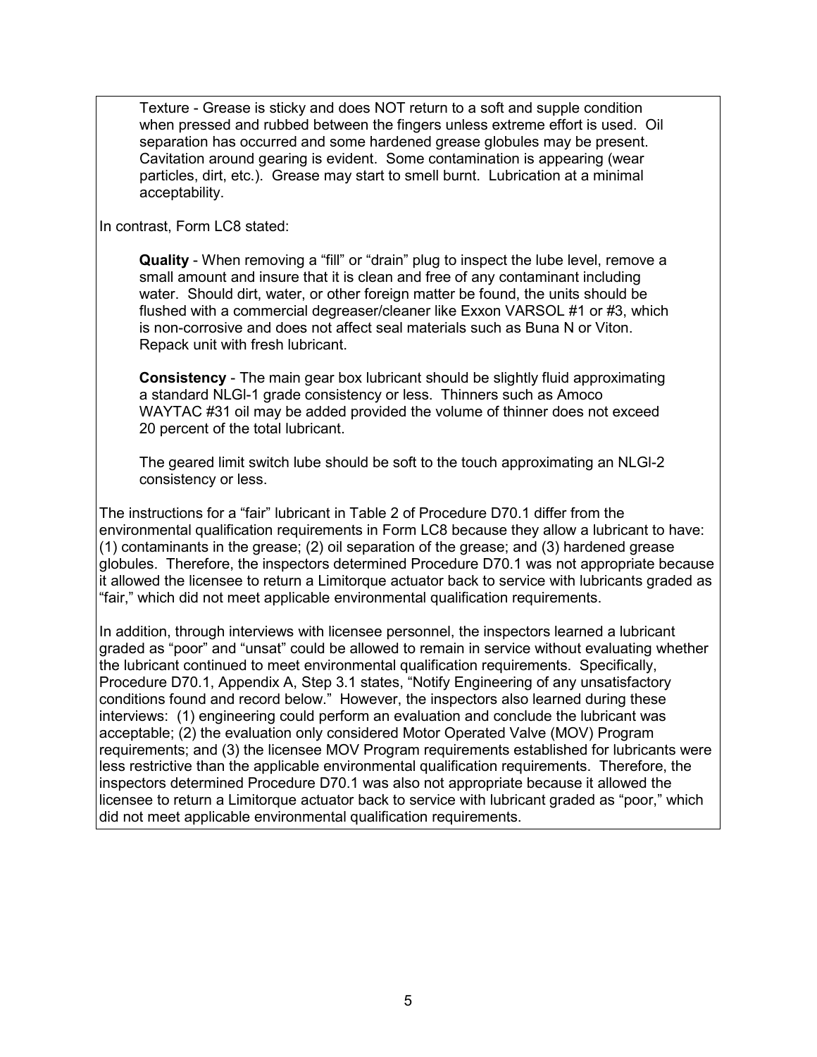Texture - Grease is sticky and does NOT return to a soft and supple condition when pressed and rubbed between the fingers unless extreme effort is used. Oil separation has occurred and some hardened grease globules may be present. Cavitation around gearing is evident. Some contamination is appearing (wear particles, dirt, etc.). Grease may start to smell burnt. Lubrication at a minimal acceptability.

In contrast, Form LC8 stated:

**Quality** - When removing a "fill" or "drain" plug to inspect the lube level, remove a small amount and insure that it is clean and free of any contaminant including water. Should dirt, water, or other foreign matter be found, the units should be flushed with a commercial degreaser/cleaner like Exxon VARSOL #1 or #3, which is non-corrosive and does not affect seal materials such as Buna N or Viton. Repack unit with fresh lubricant.

**Consistency** - The main gear box lubricant should be slightly fluid approximating a standard NLGl-1 grade consistency or less. Thinners such as Amoco WAYTAC #31 oil may be added provided the volume of thinner does not exceed 20 percent of the total lubricant.

The geared limit switch lube should be soft to the touch approximating an NLGl-2 consistency or less.

The instructions for a "fair" lubricant in Table 2 of Procedure D70.1 differ from the environmental qualification requirements in Form LC8 because they allow a lubricant to have: (1) contaminants in the grease; (2) oil separation of the grease; and (3) hardened grease globules. Therefore, the inspectors determined Procedure D70.1 was not appropriate because it allowed the licensee to return a Limitorque actuator back to service with lubricants graded as "fair," which did not meet applicable environmental qualification requirements.

In addition, through interviews with licensee personnel, the inspectors learned a lubricant graded as "poor" and "unsat" could be allowed to remain in service without evaluating whether the lubricant continued to meet environmental qualification requirements. Specifically, Procedure D70.1, Appendix A, Step 3.1 states, "Notify Engineering of any unsatisfactory conditions found and record below." However, the inspectors also learned during these interviews: (1) engineering could perform an evaluation and conclude the lubricant was acceptable; (2) the evaluation only considered Motor Operated Valve (MOV) Program requirements; and (3) the licensee MOV Program requirements established for lubricants were less restrictive than the applicable environmental qualification requirements. Therefore, the inspectors determined Procedure D70.1 was also not appropriate because it allowed the licensee to return a Limitorque actuator back to service with lubricant graded as "poor," which did not meet applicable environmental qualification requirements.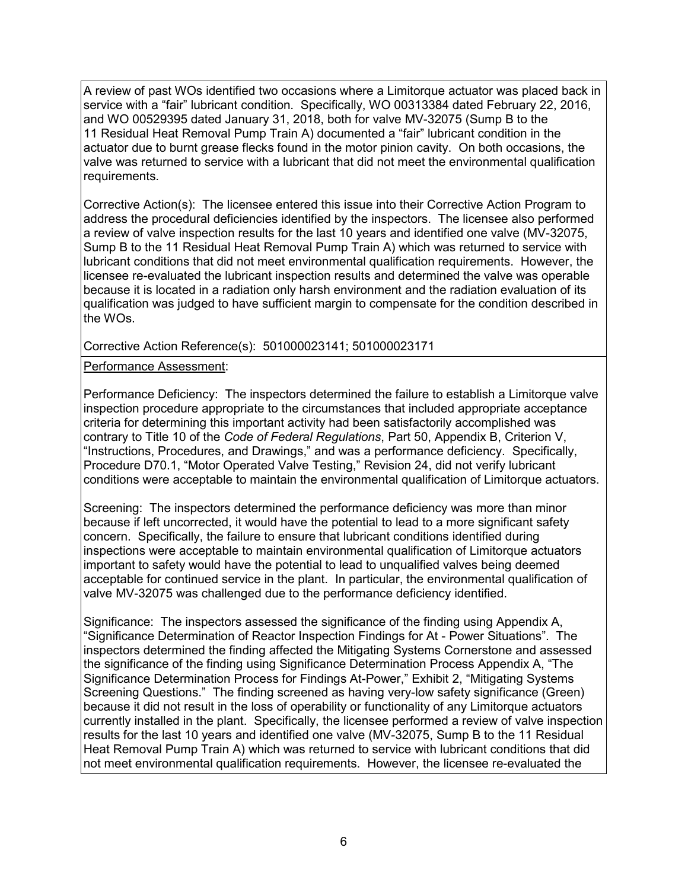A review of past WOs identified two occasions where a Limitorque actuator was placed back in service with a “fair” lubricant condition. Specifically, WO 00313384 dated February 22, 2016, and WO 00529395 dated January 31, 2018, both for valve MV-32075 (Sump B to the 11 Residual Heat Removal Pump Train A) documented a “fair” lubricant condition in the actuator due to burnt grease flecks found in the motor pinion cavity. On both occasions, the valve was returned to service with a lubricant that did not meet the environmental qualification requirements.

Corrective Action(s): The licensee entered this issue into their Corrective Action Program to address the procedural deficiencies identified by the inspectors. The licensee also performed a review of valve inspection results for the last 10 years and identified one valve (MV-32075, Sump B to the 11 Residual Heat Removal Pump Train A) which was returned to service with lubricant conditions that did not meet environmental qualification requirements. However, the licensee re-evaluated the lubricant inspection results and determined the valve was operable because it is located in a radiation only harsh environment and the radiation evaluation of its qualification was judged to have sufficient margin to compensate for the condition described in the WOs.

Corrective Action Reference(s): 501000023141; 501000023171

Performance Assessment:

Performance Deficiency: The inspectors determined the failure to establish a Limitorque valve inspection procedure appropriate to the circumstances that included appropriate acceptance criteria for determining this important activity had been satisfactorily accomplished was contrary to Title 10 of the *Code of Federal Regulations*, Part 50, Appendix B, Criterion V, “Instructions, Procedures, and Drawings,” and was a performance deficiency. Specifically, Procedure D70.1, “Motor Operated Valve Testing,” Revision 24, did not verify lubricant conditions were acceptable to maintain the environmental qualification of Limitorque actuators.

Screening: The inspectors determined the performance deficiency was more than minor because if left uncorrected, it would have the potential to lead to a more significant safety concern. Specifically, the failure to ensure that lubricant conditions identified during inspections were acceptable to maintain environmental qualification of Limitorque actuators important to safety would have the potential to lead to unqualified valves being deemed acceptable for continued service in the plant. In particular, the environmental qualification of valve MV-32075 was challenged due to the performance deficiency identified.

Significance: The inspectors assessed the significance of the finding using Appendix A, “Significance Determination of Reactor Inspection Findings for At - Power Situations”. The inspectors determined the finding affected the Mitigating Systems Cornerstone and assessed the significance of the finding using Significance Determination Process Appendix A, “The Significance Determination Process for Findings At-Power,” Exhibit 2, “Mitigating Systems Screening Questions.” The finding screened as having very-low safety significance (Green) because it did not result in the loss of operability or functionality of any Limitorque actuators currently installed in the plant. Specifically, the licensee performed a review of valve inspection results for the last 10 years and identified one valve (MV-32075, Sump B to the 11 Residual Heat Removal Pump Train A) which was returned to service with lubricant conditions that did not meet environmental qualification requirements. However, the licensee re-evaluated the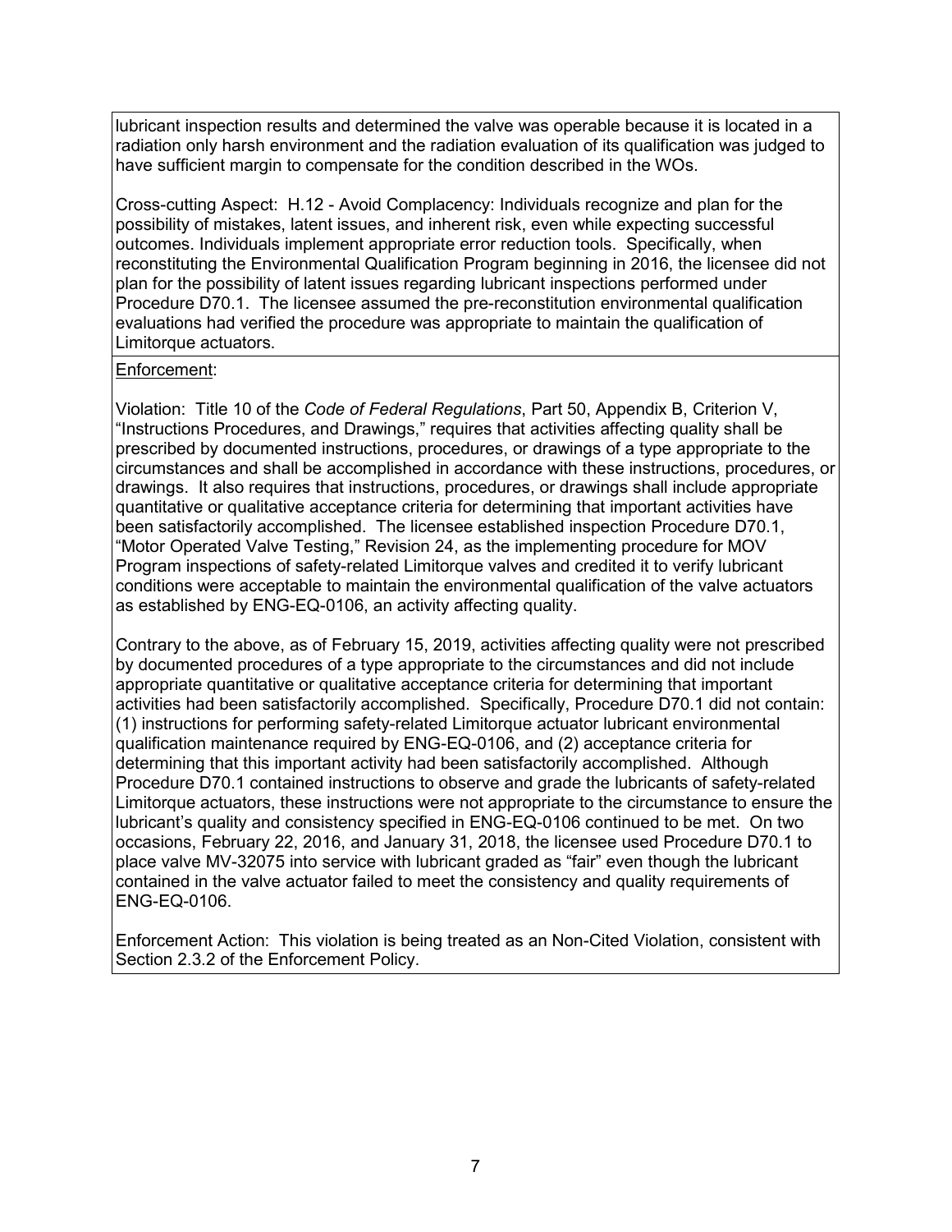lubricant inspection results and determined the valve was operable because it is located in a radiation only harsh environment and the radiation evaluation of its qualification was judged to have sufficient margin to compensate for the condition described in the WOs.

Cross-cutting Aspect: H.12 - Avoid Complacency: Individuals recognize and plan for the possibility of mistakes, latent issues, and inherent risk, even while expecting successful outcomes. Individuals implement appropriate error reduction tools. Specifically, when reconstituting the Environmental Qualification Program beginning in 2016, the licensee did not plan for the possibility of latent issues regarding lubricant inspections performed under Procedure D70.1. The licensee assumed the pre-reconstitution environmental qualification evaluations had verified the procedure was appropriate to maintain the qualification of Limitorque actuators.

Enforcement:

Violation: Title 10 of the *Code of Federal Regulations*, Part 50, Appendix B, Criterion V, "Instructions Procedures, and Drawings," requires that activities affecting quality shall be prescribed by documented instructions, procedures, or drawings of a type appropriate to the circumstances and shall be accomplished in accordance with these instructions, procedures, or drawings. It also requires that instructions, procedures, or drawings shall include appropriate quantitative or qualitative acceptance criteria for determining that important activities have been satisfactorily accomplished. The licensee established inspection Procedure D70.1, "Motor Operated Valve Testing," Revision 24, as the implementing procedure for MOV Program inspections of safety-related Limitorque valves and credited it to verify lubricant conditions were acceptable to maintain the environmental qualification of the valve actuators as established by ENG-EQ-0106, an activity affecting quality.

Contrary to the above, as of February 15, 2019, activities affecting quality were not prescribed by documented procedures of a type appropriate to the circumstances and did not include appropriate quantitative or qualitative acceptance criteria for determining that important activities had been satisfactorily accomplished. Specifically, Procedure D70.1 did not contain: (1) instructions for performing safety-related Limitorque actuator lubricant environmental qualification maintenance required by ENG-EQ-0106, and (2) acceptance criteria for determining that this important activity had been satisfactorily accomplished. Although Procedure D70.1 contained instructions to observe and grade the lubricants of safety-related Limitorque actuators, these instructions were not appropriate to the circumstance to ensure the lubricant's quality and consistency specified in ENG-EQ-0106 continued to be met. On two occasions, February 22, 2016, and January 31, 2018, the licensee used Procedure D70.1 to place valve MV-32075 into service with lubricant graded as "fair" even though the lubricant contained in the valve actuator failed to meet the consistency and quality requirements of ENG-EQ-0106.

Enforcement Action: This violation is being treated as an Non-Cited Violation, consistent with Section 2.3.2 of the Enforcement Policy.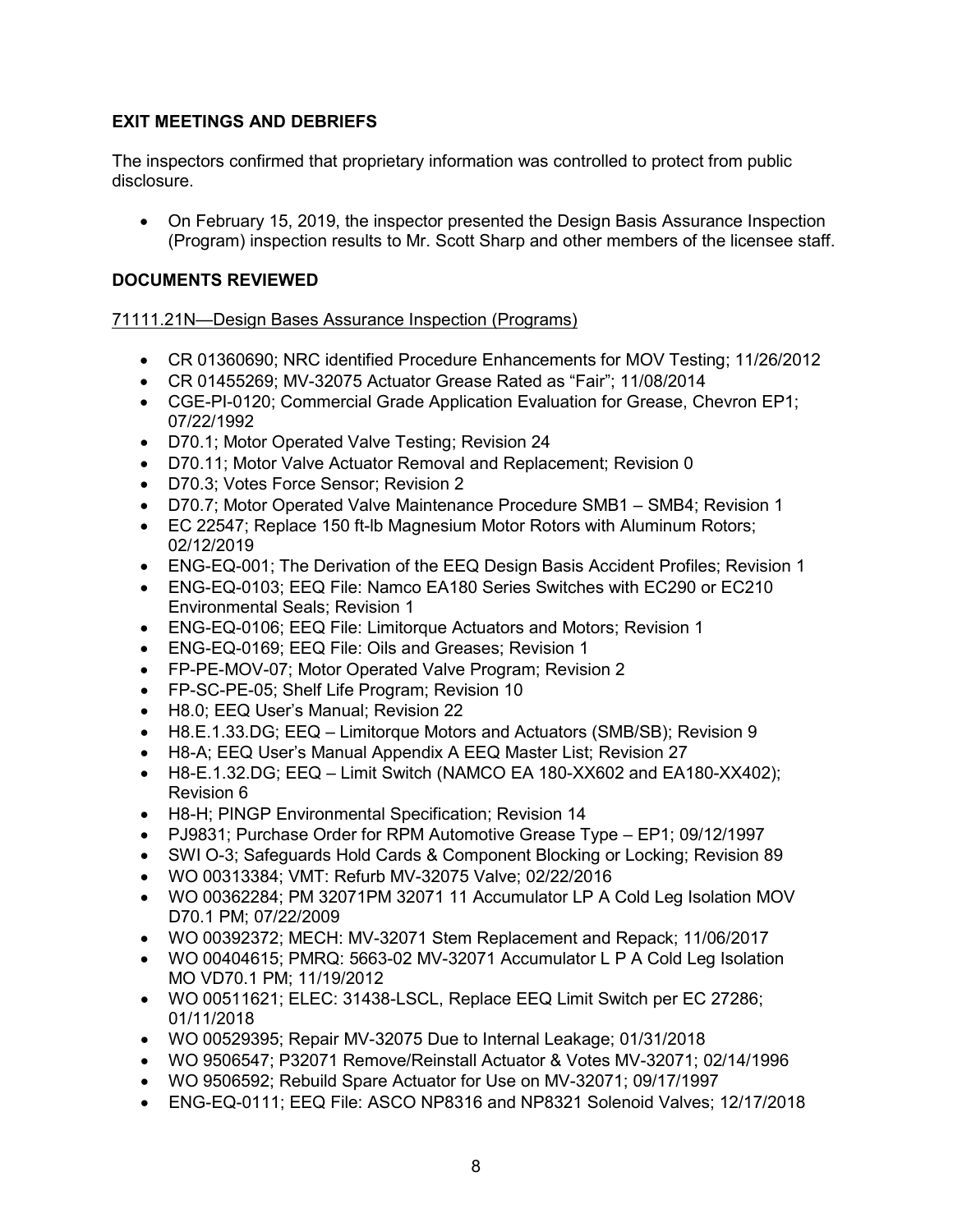## EXIT MEETINGS AND DEBRIEFS

The inspectors confirmed that proprietary information was controlled to protect from public disclosure.

- On February 15, 2019, the inspector presented the Design Basis Assurance Inspection (Program) inspection results to Mr. Scott Sharp and other members of the licensee staff.

## DOCUMENTS REVIEWED

<u>71111.21N—Design Bases Assurance Inspection (Programs)</u>

- CR 01360690; NRC identified Procedure Enhancements for MOV Testing; 11/26/2012
- CR 01455269; MV-32075 Actuator Grease Rated as "Fair"; 11/08/2014
- CGE-PI-0120; Commercial Grade Application Evaluation for Grease, Chevron EP1; 07/22/1992
- D70.1; Motor Operated Valve Testing; Revision 24
- D70.11; Motor Valve Actuator Removal and Replacement; Revision 0
- D70.3; Votes Force Sensor; Revision 2
- D70.7; Motor Operated Valve Maintenance Procedure SMB1 – SMB4; Revision 1
- EC 22547; Replace 150 ft-lb Magnesium Motor Rotors with Aluminum Rotors; 02/12/2019
- ENG-EQ-001; The Derivation of the EEQ Design Basis Accident Profiles; Revision 1
- ENG-EQ-0103; EEQ File: Namco EA180 Series Switches with EC290 or EC210 Environmental Seals; Revision 1
- ENG-EQ-0106; EEQ File: Limitorque Actuators and Motors; Revision 1
- ENG-EQ-0169; EEQ File: Oils and Greases; Revision 1
- FP-PE-MOV-07; Motor Operated Valve Program; Revision 2
- FP-SC-PE-05; Shelf Life Program; Revision 10
- H8.0; EEQ User's Manual; Revision 22
- H8.E.1.33.DG; EEQ – Limitorque Motors and Actuators (SMB/SB); Revision 9
- H8-A; EEQ User's Manual Appendix A EEQ Master List; Revision 27
- H8-E.1.32.DG; EEQ – Limit Switch (NAMCO EA 180-XX602 and EA180-XX402); Revision 6
- H8-H; PINGP Environmental Specification; Revision 14
- PJ9831; Purchase Order for RPM Automotive Grease Type – EP1; 09/12/1997
- SWI O-3; Safeguards Hold Cards & Component Blocking or Locking; Revision 89
- WO 00313384; VMT: Refurb MV-32075 Valve; 02/22/2016
- WO 00362284; PM 32071PM 32071 11 Accumulator LP A Cold Leg Isolation MOV D70.1 PM; 07/22/2009
- WO 00392372; MECH: MV-32071 Stem Replacement and Repack; 11/06/2017
- WO 00404615; PMRQ: 5663-02 MV-32071 Accumulator L P A Cold Leg Isolation MO VD70.1 PM; 11/19/2012
- WO 00511621; ELEC: 31438-LSCL, Replace EEQ Limit Switch per EC 27286; 01/11/2018
- WO 00529395; Repair MV-32075 Due to Internal Leakage; 01/31/2018
- WO 9506547; P32071 Remove/Reinstall Actuator & Votes MV-32071; 02/14/1996
- WO 9506592; Rebuild Spare Actuator for Use on MV-32071; 09/17/1997
- ENG-EQ-0111; EEQ File: ASCO NP8316 and NP8321 Solenoid Valves; 12/17/2018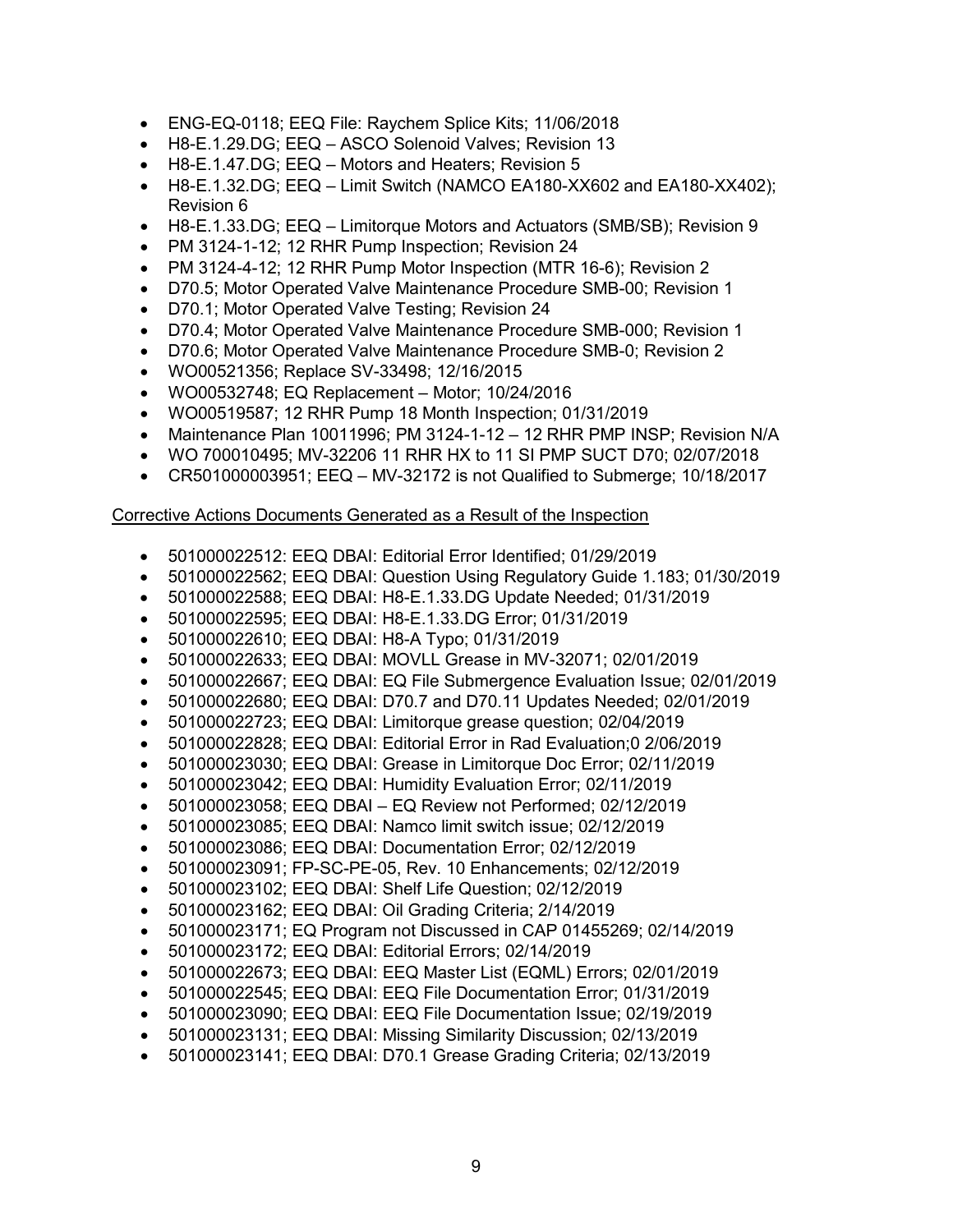- ENG-EQ-0118; EEQ File: Raychem Splice Kits; 11/06/2018
- H8-E.1.29.DG; EEQ – ASCO Solenoid Valves; Revision 13
- H8-E.1.47.DG; EEQ – Motors and Heaters; Revision 5
- H8-E.1.32.DG; EEQ – Limit Switch (NAMCO EA180-XX602 and EA180-XX402); Revision 6
- H8-E.1.33.DG; EEQ – Limitorque Motors and Actuators (SMB/SB); Revision 9
- PM 3124-1-12; 12 RHR Pump Inspection; Revision 24
- PM 3124-4-12; 12 RHR Pump Motor Inspection (MTR 16-6); Revision 2
- D70.5; Motor Operated Valve Maintenance Procedure SMB-00; Revision 1
- D70.1; Motor Operated Valve Testing; Revision 24
- D70.4; Motor Operated Valve Maintenance Procedure SMB-000; Revision 1
- D70.6; Motor Operated Valve Maintenance Procedure SMB-0; Revision 2
- WO00521356; Replace SV-33498; 12/16/2015
- WO00532748; EQ Replacement – Motor; 10/24/2016
- WO00519587; 12 RHR Pump 18 Month Inspection; 01/31/2019
- Maintenance Plan 10011996; PM 3124-1-12 – 12 RHR PMP INSP; Revision N/A
- WO 700010495; MV-32206 11 RHR HX to 11 SI PMP SUCT D70; 02/07/2018
- CR501000003951; EEQ – MV-32172 is not Qualified to Submerge; 10/18/2017

Corrective Actions Documents Generated as a Result of the Inspection

- 501000022512: EEQ DBAI: Editorial Error Identified; 01/29/2019
- 501000022562; EEQ DBAI: Question Using Regulatory Guide 1.183; 01/30/2019
- 501000022588; EEQ DBAI: H8-E.1.33.DG Update Needed; 01/31/2019
- 501000022595; EEQ DBAI: H8-E.1.33.DG Error; 01/31/2019
- 501000022610; EEQ DBAI: H8-A Typo; 01/31/2019
- 501000022633; EEQ DBAI: MOVLL Grease in MV-32071; 02/01/2019
- 501000022667; EEQ DBAI: EQ File Submergence Evaluation Issue; 02/01/2019
- 501000022680; EEQ DBAI: D70.7 and D70.11 Updates Needed; 02/01/2019
- 501000022723; EEQ DBAI: Limitorque grease question; 02/04/2019
- 501000022828; EEQ DBAI: Editorial Error in Rad Evaluation;0 2/06/2019
- 501000023030; EEQ DBAI: Grease in Limitorque Doc Error; 02/11/2019
- 501000023042; EEQ DBAI: Humidity Evaluation Error; 02/11/2019
- 501000023058; EEQ DBAI – EQ Review not Performed; 02/12/2019
- 501000023085; EEQ DBAI: Namco limit switch issue; 02/12/2019
- 501000023086; EEQ DBAI: Documentation Error; 02/12/2019
- 501000023091; FP-SC-PE-05, Rev. 10 Enhancements; 02/12/2019
- 501000023102; EEQ DBAI: Shelf Life Question; 02/12/2019
- 501000023162; EEQ DBAI: Oil Grading Criteria; 2/14/2019
- 501000023171; EQ Program not Discussed in CAP 01455269; 02/14/2019
- 501000023172; EEQ DBAI: Editorial Errors; 02/14/2019
- 501000022673; EEQ DBAI: EEQ Master List (EQML) Errors; 02/01/2019
- 501000022545; EEQ DBAI: EEQ File Documentation Error; 01/31/2019
- 501000023090; EEQ DBAI: EEQ File Documentation Issue; 02/19/2019
- 501000023131; EEQ DBAI: Missing Similarity Discussion; 02/13/2019
- 501000023141; EEQ DBAI: D70.1 Grease Grading Criteria; 02/13/2019